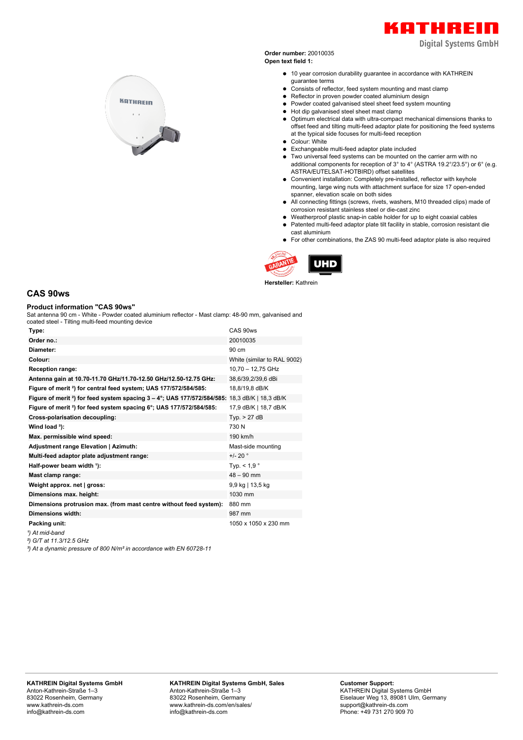**Order number:** 20010035
**Open text field 1:**

- 10 year corrosion durability guarantee in accordance with KATHREIN guarantee terms
- Consists of reflector, feed system mounting and mast clamp
- Reflector in proven powder coated aluminium design
- Powder coated galvanised steel sheet feed system mounting
- Hot dip galvanised steel sheet mast clamp
- Optimum electrical data with ultra-compact mechanical dimensions thanks to offset feed and tilting multi-feed adaptor plate for positioning the feed systems at the typical side focuses for multi-feed reception
- Colour: White
- Exchangeable multi-feed adaptor plate included
- Two universal feed systems can be mounted on the carrier arm with no additional components for reception of 3° to 4° (ASTRA 19.2°/23.5°) or 6° (e.g. ASTRA/EUTELSAT-HOTBIRD) offset satellites
- Convenient installation: Completely pre-installed, reflector with keyhole mounting, large wing nuts with attachment surface for size 17 open-ended spanner, elevation scale on both sides
- All connecting fittings (screws, rivets, washers, M10 threaded clips) made of corrosion resistant stainless steel or die-cast zinc
- Weatherproof plastic snap-in cable holder for up to eight coaxial cables
- Patented multi-feed adaptor plate tilt facility in stable, corrosion resistant die cast aluminium
- For other combinations, the ZAS 90 multi-feed adaptor plate is also required

**Hersteller:** Kathrein

## CAS 90ws

### Product information "CAS 90ws"

Sat antenna 90 cm - White - Powder coated aluminium reflector - Mast clamp: 48-90 mm, galvanised and coated steel - Tilting multi-feed mounting device

| | |
|---|---|
| **Type:** | CAS 90ws |
| **Order no.:** | 20010035 |
| **Diameter:** | 90 cm |
| **Colour:** | White (similar to RAL 9002) |
| **Reception range:** | 10,70 – 12,75 GHz |
| **Antenna gain at 10.70-11.70 GHz/11.70-12.50 GHz/12.50-12.75 GHz:** | 38,6/39,2/39,6 dBi |
| **Figure of merit ²) for central feed system; UAS 177/572/584/585:** | 18,8/19,8 dB/K |
| **Figure of merit ²) for feed system spacing 3 – 4°; UAS 177/572/584/585:** | 18,3 dB/K \| 18,3 dB/K |
| **Figure of merit ²) for feed system spacing 6°; UAS 177/572/584/585:** | 17,9 dB/K \| 18,7 dB/K |
| **Cross-polarisation decoupling:** | Typ. > 27 dB |
| **Wind load ³):** | 730 N |
| **Max. permissible wind speed:** | 190 km/h |
| **Adjustment range Elevation \| Azimuth:** | Mast-side mounting |
| **Multi-feed adaptor plate adjustment range:** | +/- 20 ° |
| **Half-power beam width ¹):** | Typ. < 1,9 ° |
| **Mast clamp range:** | 48 – 90 mm |
| **Weight approx. net \| gross:** | 9,9 kg \| 13,5 kg |
| **Dimensions max. height:** | 1030 mm |
| **Dimensions protrusion max. (from mast centre without feed system):** | 880 mm |
| **Dimensions width:** | 987 mm |
| **Packing unit:** | 1050 x 1050 x 230 mm |

*¹) At mid-band*
*²) G/T at 11.3/12.5 GHz*
*³) At a dynamic pressure of 800 N/m² in accordance with EN 60728-11*

**KATHREIN Digital Systems GmbH**
Anton-Kathrein-Straße 1–3
83022 Rosenheim, Germany
www.kathrein-ds.com
info@kathrein-ds.com

**KATHREIN Digital Systems GmbH, Sales**
Anton-Kathrein-Straße 1–3
83022 Rosenheim, Germany
www.kathrein-ds.com/en/sales/
info@kathrein-ds.com

**Customer Support:**
KATHREIN Digital Systems GmbH
Eiselauer Weg 13, 89081 Ulm, Germany
support@kathrein-ds.com
Phone: +49 731 270 909 70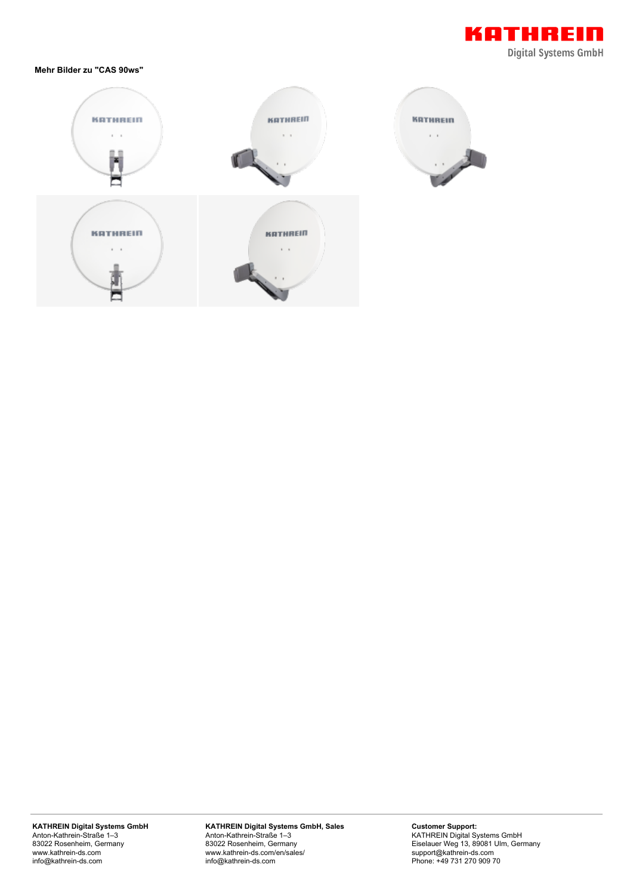**Mehr Bilder zu "CAS 90ws"**

**KATHREIN Digital Systems GmbH**
Anton-Kathrein-Straße 1–3
83022 Rosenheim, Germany
www.kathrein-ds.com
info@kathrein-ds.com

**KATHREIN Digital Systems GmbH, Sales**
Anton-Kathrein-Straße 1–3
83022 Rosenheim, Germany
www.kathrein-ds.com/en/sales/
info@kathrein-ds.com

**Customer Support:**
KATHREIN Digital Systems GmbH
Eiselauer Weg 13, 89081 Ulm, Germany
support@kathrein-ds.com
Phone: +49 731 270 909 70